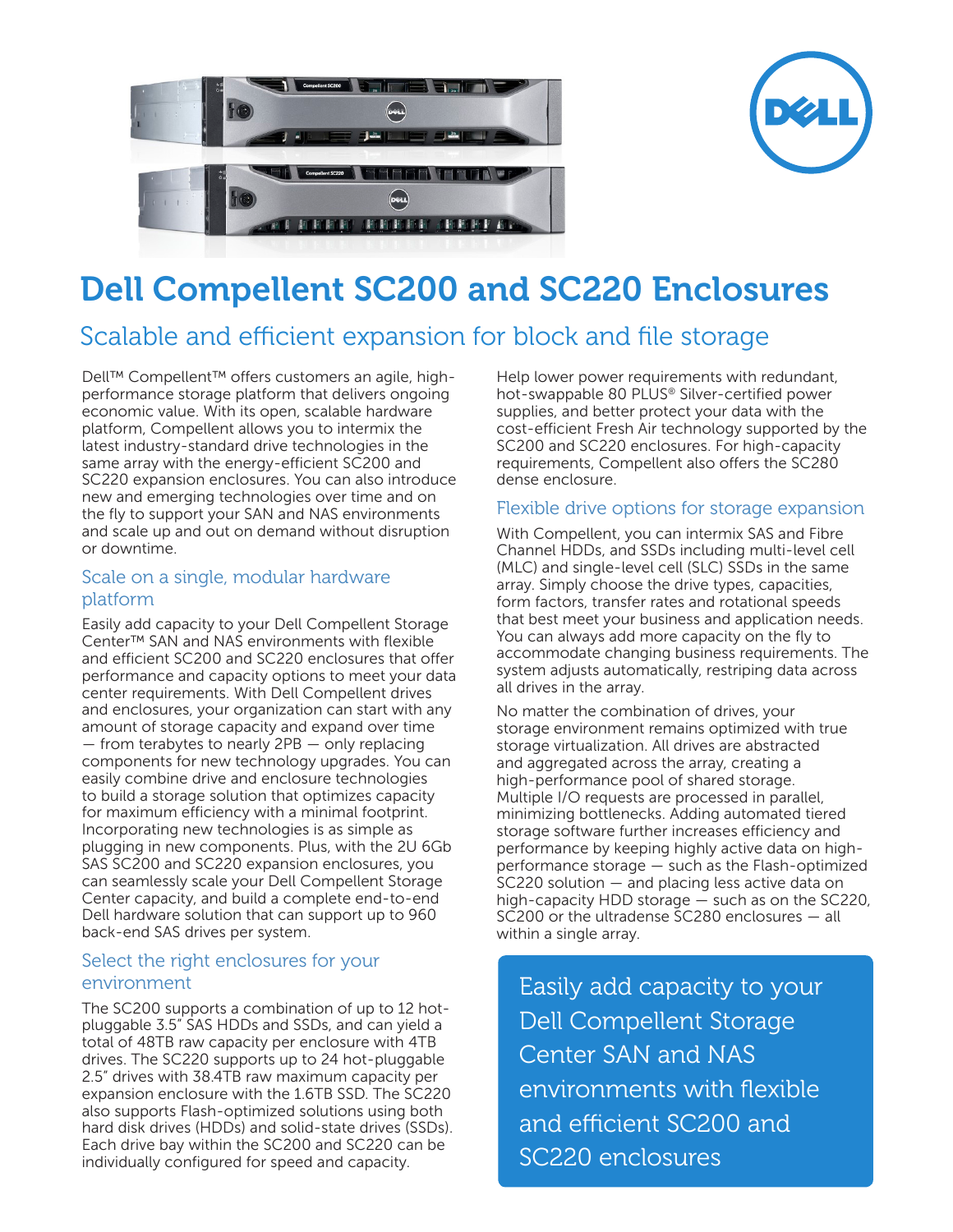# Dell Compellent SC200 and SC220 Enclosures

## Scalable and efficient expansion for block and file storage

Dell™ Compellent™ offers customers an agile, high-performance storage platform that delivers ongoing economic value. With its open, scalable hardware platform, Compellent allows you to intermix the latest industry-standard drive technologies in the same array with the energy-efficient SC200 and SC220 expansion enclosures. You can also introduce new and emerging technologies over time and on the fly to support your SAN and NAS environments and scale up and out on demand without disruption or downtime.

### Scale on a single, modular hardware platform

Easily add capacity to your Dell Compellent Storage Center™ SAN and NAS environments with flexible and efficient SC200 and SC220 enclosures that offer performance and capacity options to meet your data center requirements. With Dell Compellent drives and enclosures, your organization can start with any amount of storage capacity and expand over time — from terabytes to nearly 2PB — only replacing components for new technology upgrades. You can easily combine drive and enclosure technologies to build a storage solution that optimizes capacity for maximum efficiency with a minimal footprint. Incorporating new technologies is as simple as plugging in new components. Plus, with the 2U 6Gb SAS SC200 and SC220 expansion enclosures, you can seamlessly scale your Dell Compellent Storage Center capacity, and build a complete end-to-end Dell hardware solution that can support up to 960 back-end SAS drives per system.

### Select the right enclosures for your environment

The SC200 supports a combination of up to 12 hot-pluggable 3.5" SAS HDDs and SSDs, and can yield a total of 48TB raw capacity per enclosure with 4TB drives. The SC220 supports up to 24 hot-pluggable 2.5" drives with 38.4TB raw maximum capacity per expansion enclosure with the 1.6TB SSD. The SC220 also supports Flash-optimized solutions using both hard disk drives (HDDs) and solid-state drives (SSDs). Each drive bay within the SC200 and SC220 can be individually configured for speed and capacity.

Help lower power requirements with redundant, hot-swappable 80 PLUS® Silver-certified power supplies, and better protect your data with the cost-efficient Fresh Air technology supported by the SC200 and SC220 enclosures. For high-capacity requirements, Compellent also offers the SC280 dense enclosure.

### Flexible drive options for storage expansion

With Compellent, you can intermix SAS and Fibre Channel HDDs, and SSDs including multi-level cell (MLC) and single-level cell (SLC) SSDs in the same array. Simply choose the drive types, capacities, form factors, transfer rates and rotational speeds that best meet your business and application needs. You can always add more capacity on the fly to accommodate changing business requirements. The system adjusts automatically, restriping data across all drives in the array.

No matter the combination of drives, your storage environment remains optimized with true storage virtualization. All drives are abstracted and aggregated across the array, creating a high-performance pool of shared storage. Multiple I/O requests are processed in parallel, minimizing bottlenecks. Adding automated tiered storage software further increases efficiency and performance by keeping highly active data on high-performance storage — such as the Flash-optimized SC220 solution — and placing less active data on high-capacity HDD storage — such as on the SC220, SC200 or the ultradense SC280 enclosures — all within a single array.

> Easily add capacity to your Dell Compellent Storage Center SAN and NAS environments with flexible and efficient SC200 and SC220 enclosures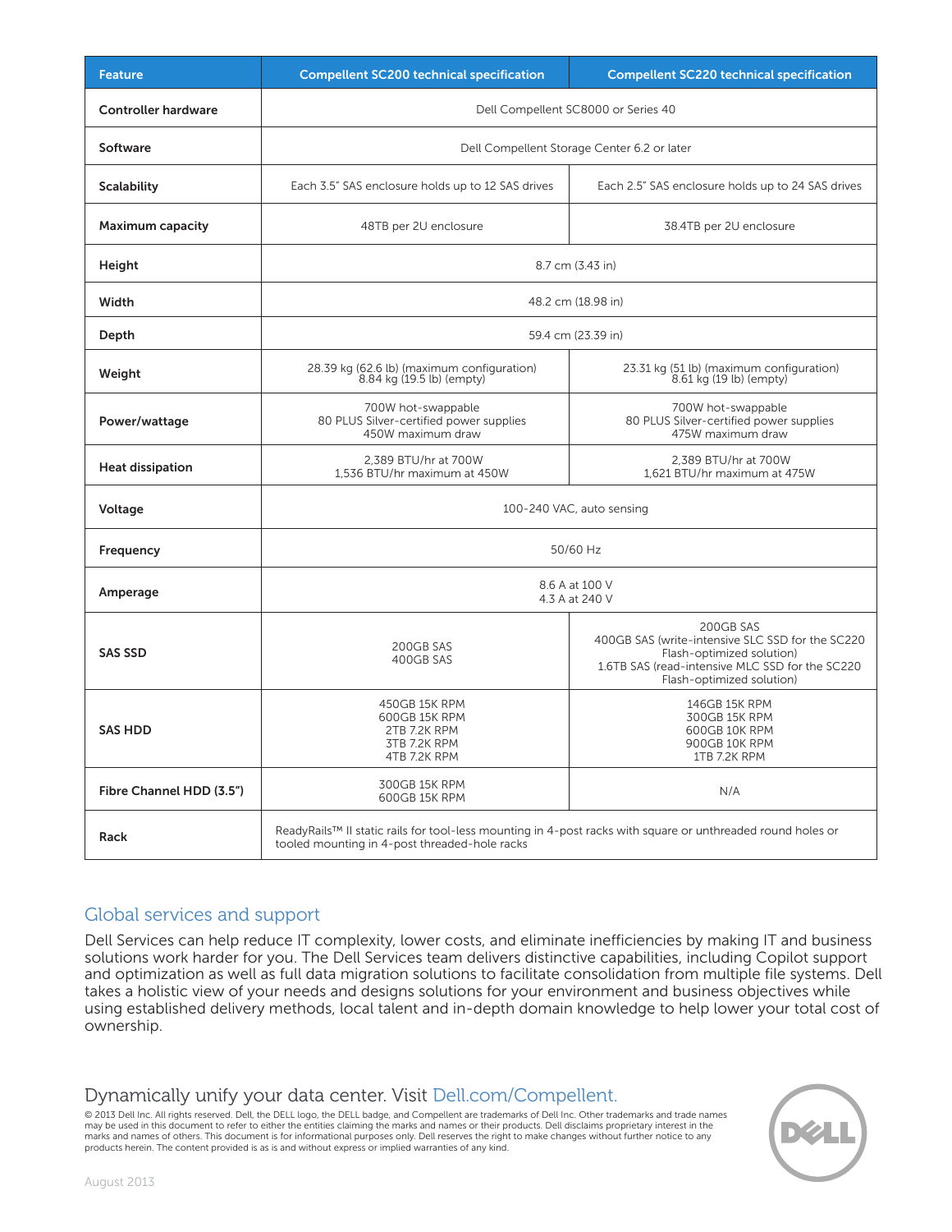| Feature | Compellent SC200 technical specification | Compellent SC220 technical specification |
|---|---|---|
| Controller hardware | Dell Compellent SC8000 or Series 40 | |
| Software | Dell Compellent Storage Center 6.2 or later | |
| Scalability | Each 3.5" SAS enclosure holds up to 12 SAS drives | Each 2.5" SAS enclosure holds up to 24 SAS drives |
| Maximum capacity | 48TB per 2U enclosure | 38.4TB per 2U enclosure |
| Height | 8.7 cm (3.43 in) | |
| Width | 48.2 cm (18.98 in) | |
| Depth | 59.4 cm (23.39 in) | |
| Weight | 28.39 kg (62.6 lb) (maximum configuration)<br>8.84 kg (19.5 lb) (empty) | 23.31 kg (51 lb) (maximum configuration)<br>8.61 kg (19 lb) (empty) |
| Power/wattage | 700W hot-swappable<br>80 PLUS Silver-certified power supplies<br>450W maximum draw | 700W hot-swappable<br>80 PLUS Silver-certified power supplies<br>475W maximum draw |
| Heat dissipation | 2,389 BTU/hr at 700W<br>1,536 BTU/hr maximum at 450W | 2,389 BTU/hr at 700W<br>1,621 BTU/hr maximum at 475W |
| Voltage | 100-240 VAC, auto sensing | |
| Frequency | 50/60 Hz | |
| Amperage | 8.6 A at 100 V<br>4.3 A at 240 V | |
| SAS SSD | 200GB SAS<br>400GB SAS | 200GB SAS<br>400GB SAS (write-intensive SLC SSD for the SC220 Flash-optimized solution)<br>1.6TB SAS (read-intensive MLC SSD for the SC220 Flash-optimized solution) |
| SAS HDD | 450GB 15K RPM<br>600GB 15K RPM<br>2TB 7.2K RPM<br>3TB 7.2K RPM<br>4TB 7.2K RPM | 146GB 15K RPM<br>300GB 15K RPM<br>600GB 10K RPM<br>900GB 10K RPM<br>1TB 7.2K RPM |
| Fibre Channel HDD (3.5") | 300GB 15K RPM<br>600GB 15K RPM | N/A |
| Rack | ReadyRails™ II static rails for tool-less mounting in 4-post racks with square or unthreaded round holes or tooled mounting in 4-post threaded-hole racks | |

## Global services and support

Dell Services can help reduce IT complexity, lower costs, and eliminate inefficiencies by making IT and business solutions work harder for you. The Dell Services team delivers distinctive capabilities, including Copilot support and optimization as well as full data migration solutions to facilitate consolidation from multiple file systems. Dell takes a holistic view of your needs and designs solutions for your environment and business objectives while using established delivery methods, local talent and in-depth domain knowledge to help lower your total cost of ownership.

## Dynamically unify your data center. Visit Dell.com/Compellent.

© 2013 Dell Inc. All rights reserved. Dell, the DELL logo, the DELL badge, and Compellent are trademarks of Dell Inc. Other trademarks and trade names may be used in this document to refer to either the entities claiming the marks and names or their products. Dell disclaims proprietary interest in the marks and names of others. This document is for informational purposes only. Dell reserves the right to make changes without further notice to any products herein. The content provided is as is and without express or implied warranties of any kind.

August 2013